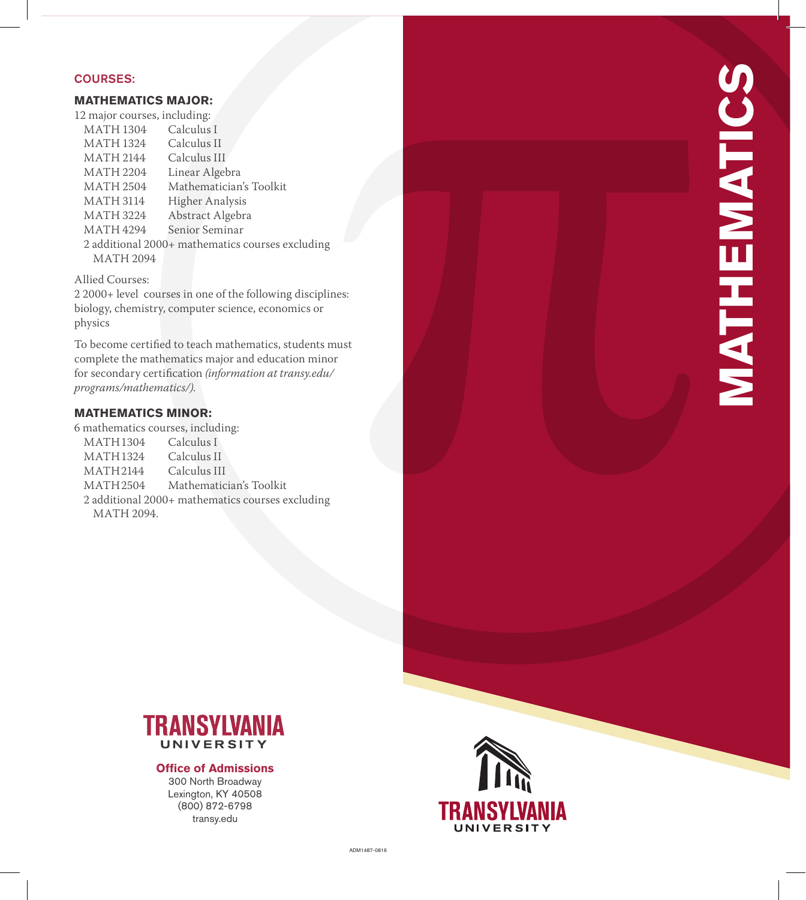# MATHEMATICS

## COURSES:

### MATHEMATICS MAJOR:

12 major courses, including:

| | |
|---|---|
| MATH 1304 | Calculus I |
| MATH 1324 | Calculus II |
| MATH 2144 | Calculus III |
| MATH 2204 | Linear Algebra |
| MATH 2504 | Mathematician's Toolkit |
| MATH 3114 | Higher Analysis |
| MATH 3224 | Abstract Algebra |
| MATH 4294 | Senior Seminar |

2 additional 2000+ mathematics courses excluding MATH 2094

Allied Courses:
2 2000+ level courses in one of the following disciplines: biology, chemistry, computer science, economics or physics

To become certified to teach mathematics, students must complete the mathematics major and education minor for secondary certification *(information at transy.edu/programs/mathematics/).*

### MATHEMATICS MINOR:

6 mathematics courses, including:

| | |
|---|---|
| MATH1304 | Calculus I |
| MATH1324 | Calculus II |
| MATH2144 | Calculus III |
| MATH2504 | Mathematician's Toolkit |

2 additional 2000+ mathematics courses excluding MATH 2094.

**TRANSYLVANIA UNIVERSITY**

**Office of Admissions**
300 North Broadway
Lexington, KY 40508
(800) 872-6798
transy.edu

**TRANSYLVANIA UNIVERSITY**

ADM1487-0816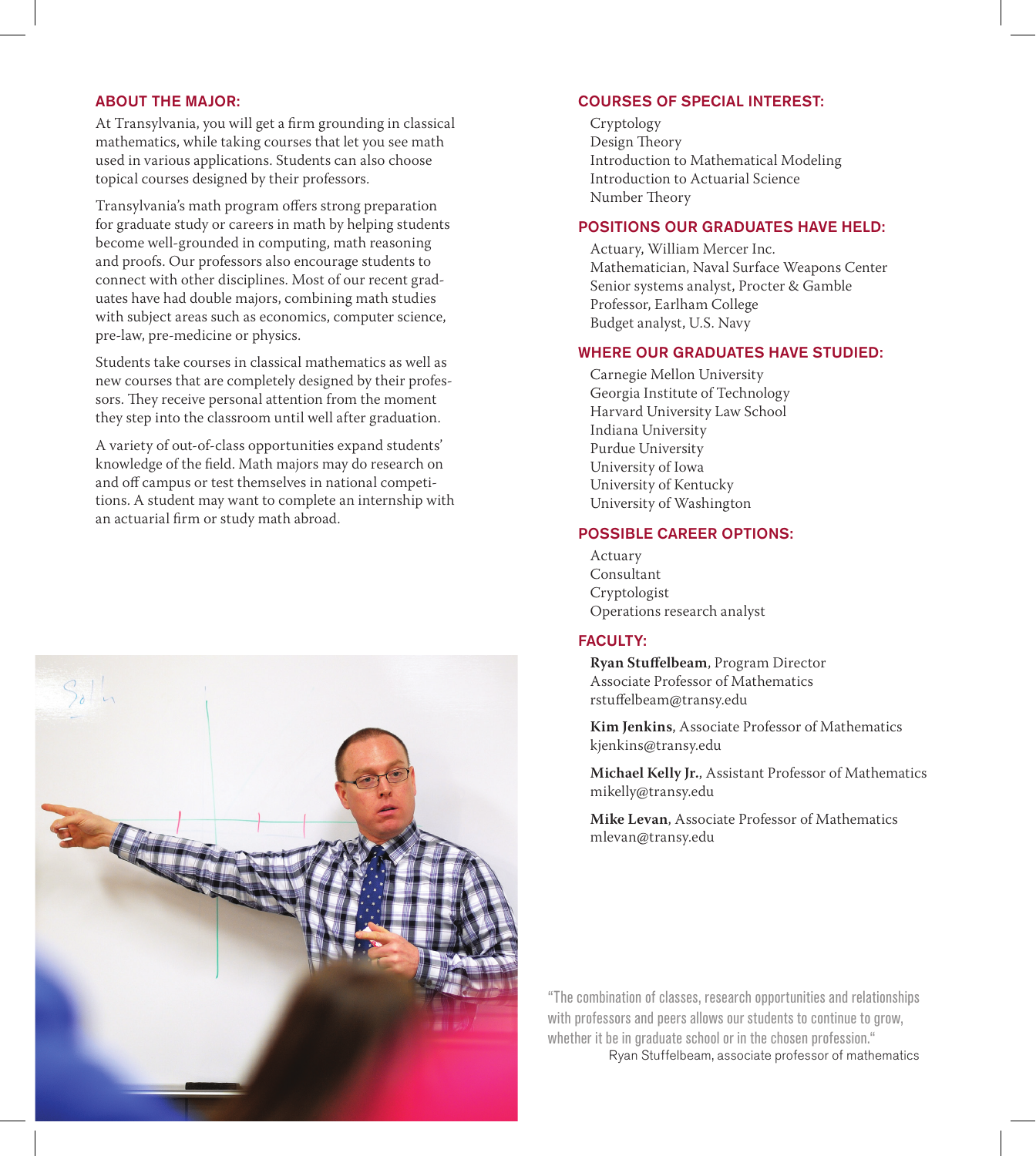## ABOUT THE MAJOR:

At Transylvania, you will get a firm grounding in classical mathematics, while taking courses that let you see math used in various applications. Students can also choose topical courses designed by their professors.

Transylvania's math program offers strong preparation for graduate study or careers in math by helping students become well-grounded in computing, math reasoning and proofs. Our professors also encourage students to connect with other disciplines. Most of our recent graduates have had double majors, combining math studies with subject areas such as economics, computer science, pre-law, pre-medicine or physics.

Students take courses in classical mathematics as well as new courses that are completely designed by their professors. They receive personal attention from the moment they step into the classroom until well after graduation.

A variety of out-of-class opportunities expand students' knowledge of the field. Math majors may do research on and off campus or test themselves in national competitions. A student may want to complete an internship with an actuarial firm or study math abroad.

## COURSES OF SPECIAL INTEREST:

- Cryptology
- Design Theory
- Introduction to Mathematical Modeling
- Introduction to Actuarial Science
- Number Theory

## POSITIONS OUR GRADUATES HAVE HELD:

- Actuary, William Mercer Inc.
- Mathematician, Naval Surface Weapons Center
- Senior systems analyst, Procter & Gamble
- Professor, Earlham College
- Budget analyst, U.S. Navy

## WHERE OUR GRADUATES HAVE STUDIED:

- Carnegie Mellon University
- Georgia Institute of Technology
- Harvard University Law School
- Indiana University
- Purdue University
- University of Iowa
- University of Kentucky
- University of Washington

## POSSIBLE CAREER OPTIONS:

- Actuary
- Consultant
- Cryptologist
- Operations research analyst

## FACULTY:

**Ryan Stuffelbeam**, Program Director
Associate Professor of Mathematics
rstuffelbeam@transy.edu

**Kim Jenkins**, Associate Professor of Mathematics
kjenkins@transy.edu

**Michael Kelly Jr.**, Assistant Professor of Mathematics
mikelly@transy.edu

**Mike Levan**, Associate Professor of Mathematics
mlevan@transy.edu

"The combination of classes, research opportunities and relationships with professors and peers allows our students to continue to grow, whether it be in graduate school or in the chosen profession."
Ryan Stuffelbeam, associate professor of mathematics